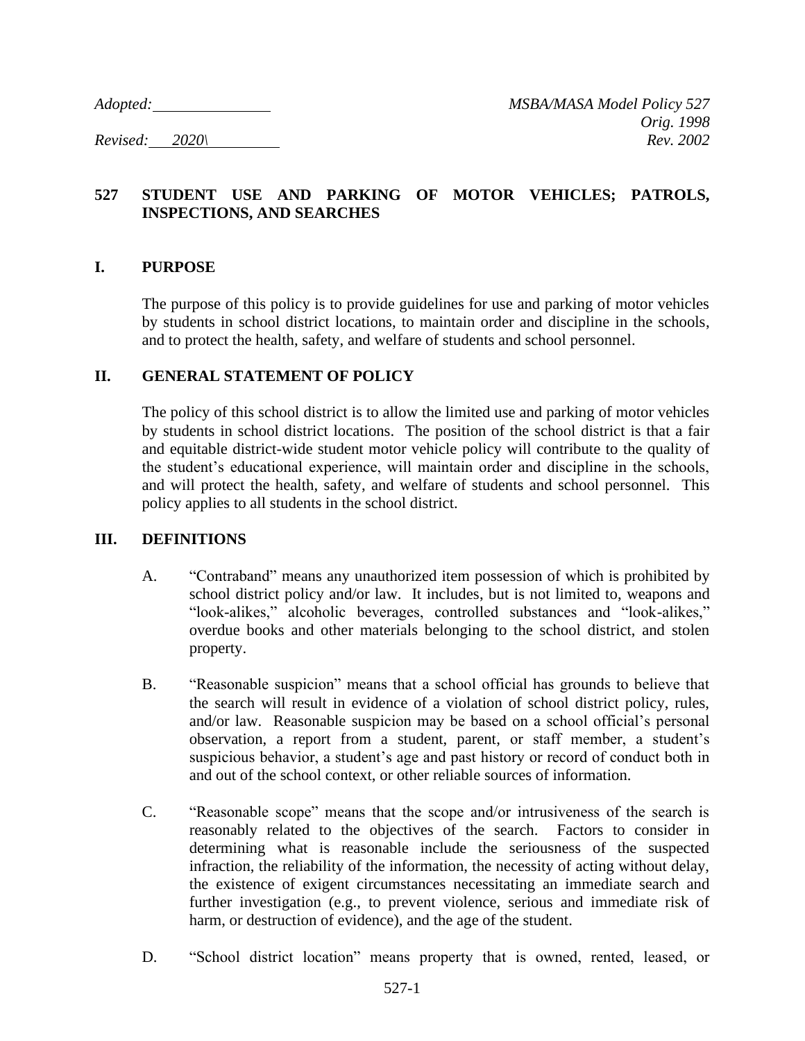*Adopted:* ______________ *MSBA/MASA Model Policy 527*
*Orig. 1998*
*Revised: 2020\* *Rev. 2002*

## 527 STUDENT USE AND PARKING OF MOTOR VEHICLES; PATROLS, INSPECTIONS, AND SEARCHES

### I. PURPOSE

The purpose of this policy is to provide guidelines for use and parking of motor vehicles by students in school district locations, to maintain order and discipline in the schools, and to protect the health, safety, and welfare of students and school personnel.

### II. GENERAL STATEMENT OF POLICY

The policy of this school district is to allow the limited use and parking of motor vehicles by students in school district locations. The position of the school district is that a fair and equitable district-wide student motor vehicle policy will contribute to the quality of the student's educational experience, will maintain order and discipline in the schools, and will protect the health, safety, and welfare of students and school personnel. This policy applies to all students in the school district.

### III. DEFINITIONS

A. "Contraband" means any unauthorized item possession of which is prohibited by school district policy and/or law. It includes, but is not limited to, weapons and "look-alikes," alcoholic beverages, controlled substances and "look-alikes," overdue books and other materials belonging to the school district, and stolen property.

B. "Reasonable suspicion" means that a school official has grounds to believe that the search will result in evidence of a violation of school district policy, rules, and/or law. Reasonable suspicion may be based on a school official's personal observation, a report from a student, parent, or staff member, a student's suspicious behavior, a student's age and past history or record of conduct both in and out of the school context, or other reliable sources of information.

C. "Reasonable scope" means that the scope and/or intrusiveness of the search is reasonably related to the objectives of the search. Factors to consider in determining what is reasonable include the seriousness of the suspected infraction, the reliability of the information, the necessity of acting without delay, the existence of exigent circumstances necessitating an immediate search and further investigation (e.g., to prevent violence, serious and immediate risk of harm, or destruction of evidence), and the age of the student.

D. "School district location" means property that is owned, rented, leased, or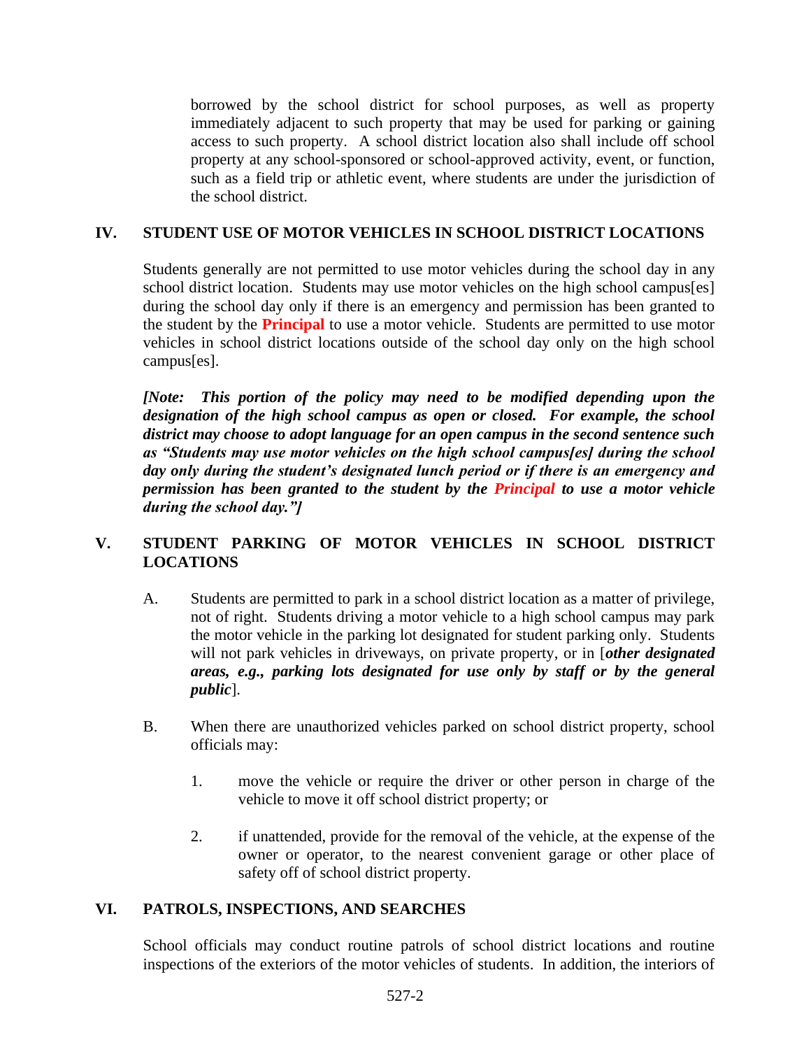borrowed by the school district for school purposes, as well as property immediately adjacent to such property that may be used for parking or gaining access to such property. A school district location also shall include off school property at any school-sponsored or school-approved activity, event, or function, such as a field trip or athletic event, where students are under the jurisdiction of the school district.

## IV. STUDENT USE OF MOTOR VEHICLES IN SCHOOL DISTRICT LOCATIONS

Students generally are not permitted to use motor vehicles during the school day in any school district location. Students may use motor vehicles on the high school campus[es] during the school day only if there is an emergency and permission has been granted to the student by the **Principal** to use a motor vehicle. Students are permitted to use motor vehicles in school district locations outside of the school day only on the high school campus[es].

***[Note: This portion of the policy may need to be modified depending upon the designation of the high school campus as open or closed. For example, the school district may choose to adopt language for an open campus in the second sentence such as "Students may use motor vehicles on the high school campus[es] during the school day only during the student's designated lunch period or if there is an emergency and permission has been granted to the student by the Principal to use a motor vehicle during the school day."]***

## V. STUDENT PARKING OF MOTOR VEHICLES IN SCHOOL DISTRICT LOCATIONS

A. Students are permitted to park in a school district location as a matter of privilege, not of right. Students driving a motor vehicle to a high school campus may park the motor vehicle in the parking lot designated for student parking only. Students will not park vehicles in driveways, on private property, or in [***other designated areas, e.g., parking lots designated for use only by staff or by the general public***].

B. When there are unauthorized vehicles parked on school district property, school officials may:

1. move the vehicle or require the driver or other person in charge of the vehicle to move it off school district property; or

2. if unattended, provide for the removal of the vehicle, at the expense of the owner or operator, to the nearest convenient garage or other place of safety off of school district property.

## VI. PATROLS, INSPECTIONS, AND SEARCHES

School officials may conduct routine patrols of school district locations and routine inspections of the exteriors of the motor vehicles of students. In addition, the interiors of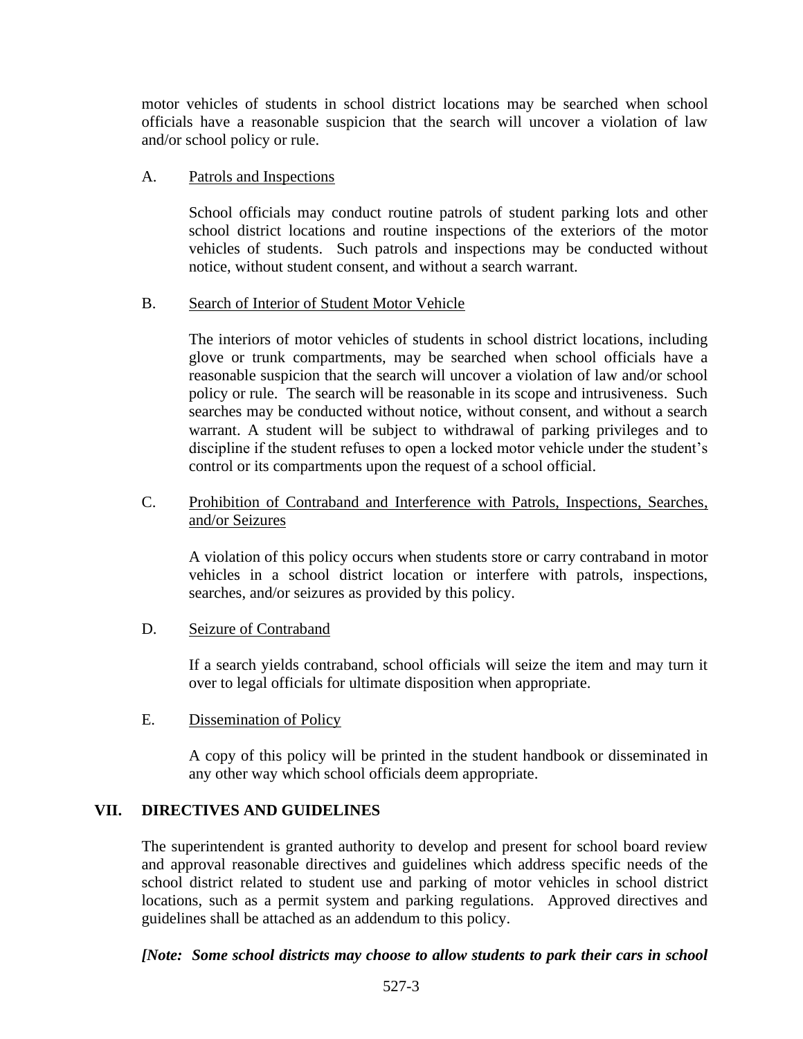motor vehicles of students in school district locations may be searched when school officials have a reasonable suspicion that the search will uncover a violation of law and/or school policy or rule.

A. Patrols and Inspections

School officials may conduct routine patrols of student parking lots and other school district locations and routine inspections of the exteriors of the motor vehicles of students. Such patrols and inspections may be conducted without notice, without student consent, and without a search warrant.

B. Search of Interior of Student Motor Vehicle

The interiors of motor vehicles of students in school district locations, including glove or trunk compartments, may be searched when school officials have a reasonable suspicion that the search will uncover a violation of law and/or school policy or rule. The search will be reasonable in its scope and intrusiveness. Such searches may be conducted without notice, without consent, and without a search warrant. A student will be subject to withdrawal of parking privileges and to discipline if the student refuses to open a locked motor vehicle under the student's control or its compartments upon the request of a school official.

C. Prohibition of Contraband and Interference with Patrols, Inspections, Searches, and/or Seizures

A violation of this policy occurs when students store or carry contraband in motor vehicles in a school district location or interfere with patrols, inspections, searches, and/or seizures as provided by this policy.

D. Seizure of Contraband

If a search yields contraband, school officials will seize the item and may turn it over to legal officials for ultimate disposition when appropriate.

E. Dissemination of Policy

A copy of this policy will be printed in the student handbook or disseminated in any other way which school officials deem appropriate.

## VII. DIRECTIVES AND GUIDELINES

The superintendent is granted authority to develop and present for school board review and approval reasonable directives and guidelines which address specific needs of the school district related to student use and parking of motor vehicles in school district locations, such as a permit system and parking regulations. Approved directives and guidelines shall be attached as an addendum to this policy.

***[Note: Some school districts may choose to allow students to park their cars in school***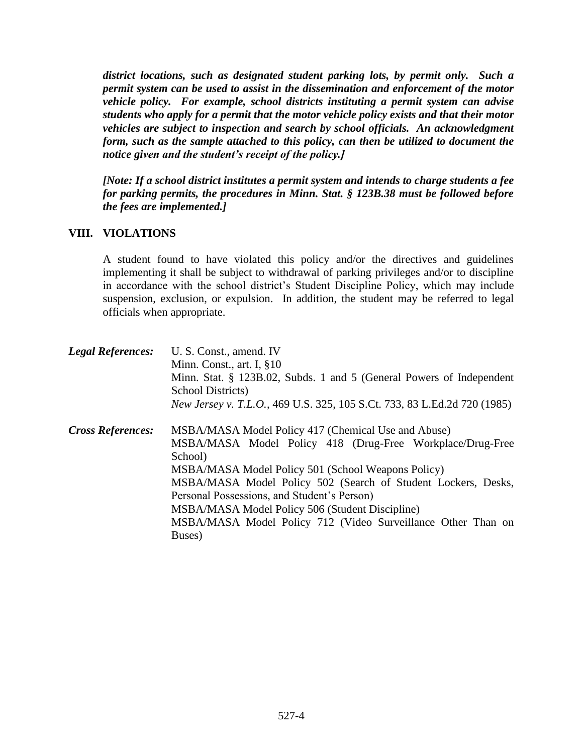***district locations, such as designated student parking lots, by permit only. Such a permit system can be used to assist in the dissemination and enforcement of the motor vehicle policy. For example, school districts instituting a permit system can advise students who apply for a permit that the motor vehicle policy exists and that their motor vehicles are subject to inspection and search by school officials. An acknowledgment form, such as the sample attached to this policy, can then be utilized to document the notice given and the student's receipt of the policy.]***

***[Note: If a school district institutes a permit system and intends to charge students a fee for parking permits, the procedures in Minn. Stat. § 123B.38 must be followed before the fees are implemented.]***

## VIII. VIOLATIONS

A student found to have violated this policy and/or the directives and guidelines implementing it shall be subject to withdrawal of parking privileges and/or to discipline in accordance with the school district's Student Discipline Policy, which may include suspension, exclusion, or expulsion. In addition, the student may be referred to legal officials when appropriate.

***Legal References:***
U. S. Const., amend. IV
Minn. Const., art. I, §10
Minn. Stat. § 123B.02, Subds. 1 and 5 (General Powers of Independent School Districts)
*New Jersey v. T.L.O.*, 469 U.S. 325, 105 S.Ct. 733, 83 L.Ed.2d 720 (1985)

***Cross References:***
MSBA/MASA Model Policy 417 (Chemical Use and Abuse)
MSBA/MASA Model Policy 418 (Drug-Free Workplace/Drug-Free School)
MSBA/MASA Model Policy 501 (School Weapons Policy)
MSBA/MASA Model Policy 502 (Search of Student Lockers, Desks, Personal Possessions, and Student's Person)
MSBA/MASA Model Policy 506 (Student Discipline)
MSBA/MASA Model Policy 712 (Video Surveillance Other Than on Buses)